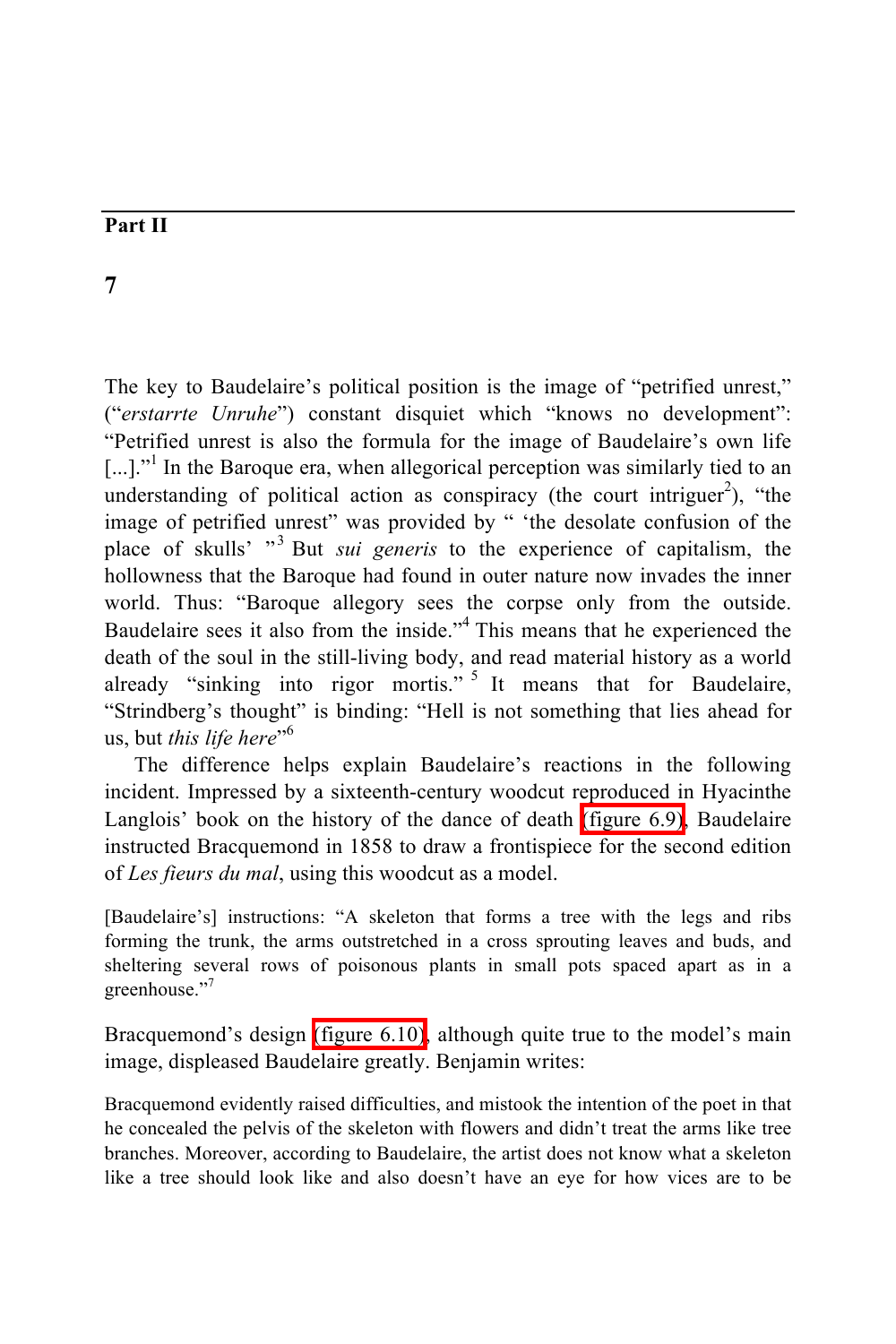**Part II**

**7**

The key to Baudelaire's political position is the image of "petrified unrest," ("*erstarrte Unruhe*") constant disquiet which "knows no development": "Petrified unrest is also the formula for the image of Baudelaire's own life [...]."[1] In the Baroque era, when allegorical perception was similarly tied to an understanding of political action as conspiracy (the court intriguer[2]), "the image of petrified unrest" was provided by " 'the desolate confusion of the place of skulls' "[3] But *sui generis* to the experience of capitalism, the hollowness that the Baroque had found in outer nature now invades the inner world. Thus: "Baroque allegory sees the corpse only from the outside. Baudelaire sees it also from the inside."[4] This means that he experienced the death of the soul in the still-living body, and read material history as a world already "sinking into rigor mortis." [5] It means that for Baudelaire, "Strindberg's thought" is binding: "Hell is not something that lies ahead for us, but *this life here*"[6]

The difference helps explain Baudelaire's reactions in the following incident. Impressed by a sixteenth-century woodcut reproduced in Hyacinthe Langlois' book on the history of the dance of death (figure 6.9), Baudelaire instructed Bracquemond in 1858 to draw a frontispiece for the second edition of *Les fieurs du mal*, using this woodcut as a model.

> [Baudelaire's] instructions: "A skeleton that forms a tree with the legs and ribs forming the trunk, the arms outstretched in a cross sprouting leaves and buds, and sheltering several rows of poisonous plants in small pots spaced apart as in a greenhouse."[7]

Bracquemond's design (figure 6.10), although quite true to the model's main image, displeased Baudelaire greatly. Benjamin writes:

> Bracquemond evidently raised difficulties, and mistook the intention of the poet in that he concealed the pelvis of the skeleton with flowers and didn't treat the arms like tree branches. Moreover, according to Baudelaire, the artist does not know what a skeleton like a tree should look like and also doesn't have an eye for how vices are to be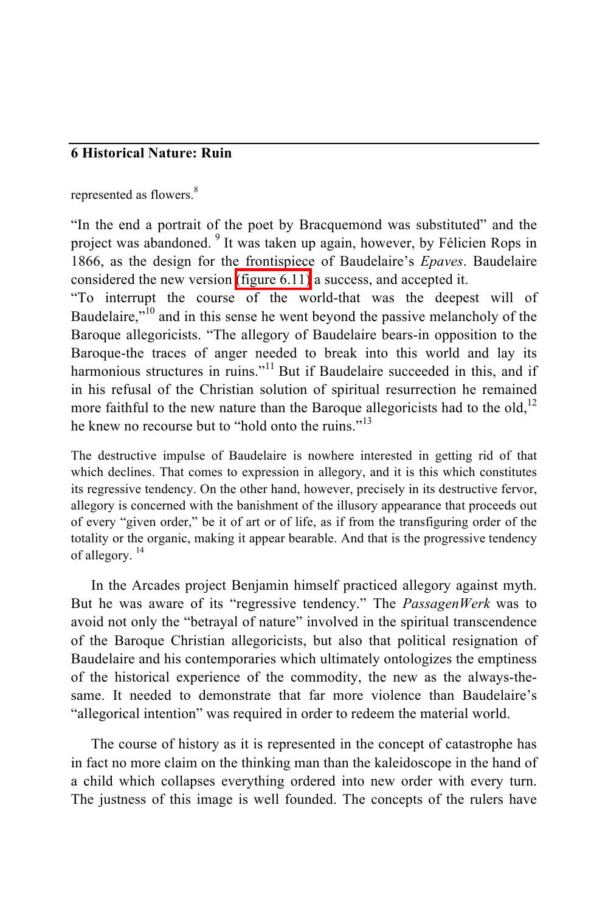represented as flowers.[8]

"In the end a portrait of the poet by Bracquemond was substituted" and the project was abandoned. [9] It was taken up again, however, by Félicien Rops in 1866, as the design for the frontispiece of Baudelaire's *Epaves*. Baudelaire considered the new version (figure 6.11) a success, and accepted it.

"To interrupt the course of the world-that was the deepest will of Baudelaire,"[10] and in this sense he went beyond the passive melancholy of the Baroque allegoricists. "The allegory of Baudelaire bears-in opposition to the Baroque-the traces of anger needed to break into this world and lay its harmonious structures in ruins."[11] But if Baudelaire succeeded in this, and if in his refusal of the Christian solution of spiritual resurrection he remained more faithful to the new nature than the Baroque allegoricists had to the old,[12] he knew no recourse but to "hold onto the ruins."[13]

> The destructive impulse of Baudelaire is nowhere interested in getting rid of that which declines. That comes to expression in allegory, and it is this which constitutes its regressive tendency. On the other hand, however, precisely in its destructive fervor, allegory is concerned with the banishment of the illusory appearance that proceeds out of every "given order," be it of art or of life, as if from the transfiguring order of the totality or the organic, making it appear bearable. And that is the progressive tendency of allegory. [14]

In the Arcades project Benjamin himself practiced allegory against myth. But he was aware of its "regressive tendency." The *PassagenWerk* was to avoid not only the "betrayal of nature" involved in the spiritual transcendence of the Baroque Christian allegoricists, but also that political resignation of Baudelaire and his contemporaries which ultimately ontologizes the emptiness of the historical experience of the commodity, the new as the always-the-same. It needed to demonstrate that far more violence than Baudelaire's "allegorical intention" was required in order to redeem the material world.

The course of history as it is represented in the concept of catastrophe has in fact no more claim on the thinking man than the kaleidoscope in the hand of a child which collapses everything ordered into new order with every turn. The justness of this image is well founded. The concepts of the rulers have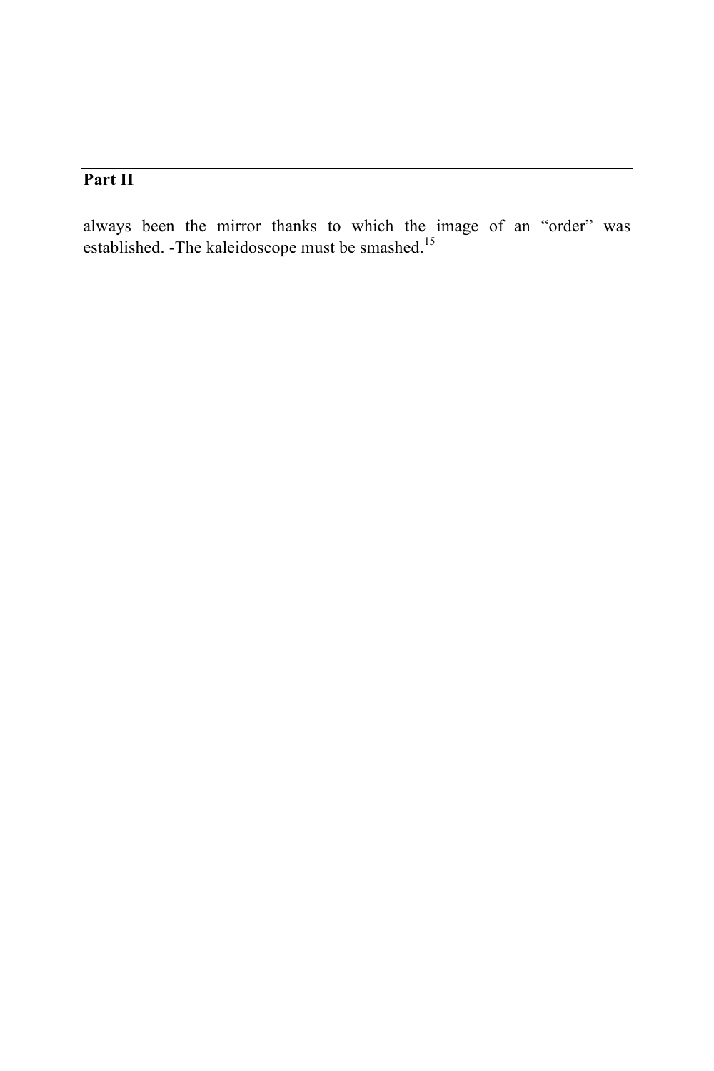always been the mirror thanks to which the image of an "order" was established. -The kaleidoscope must be smashed.[15]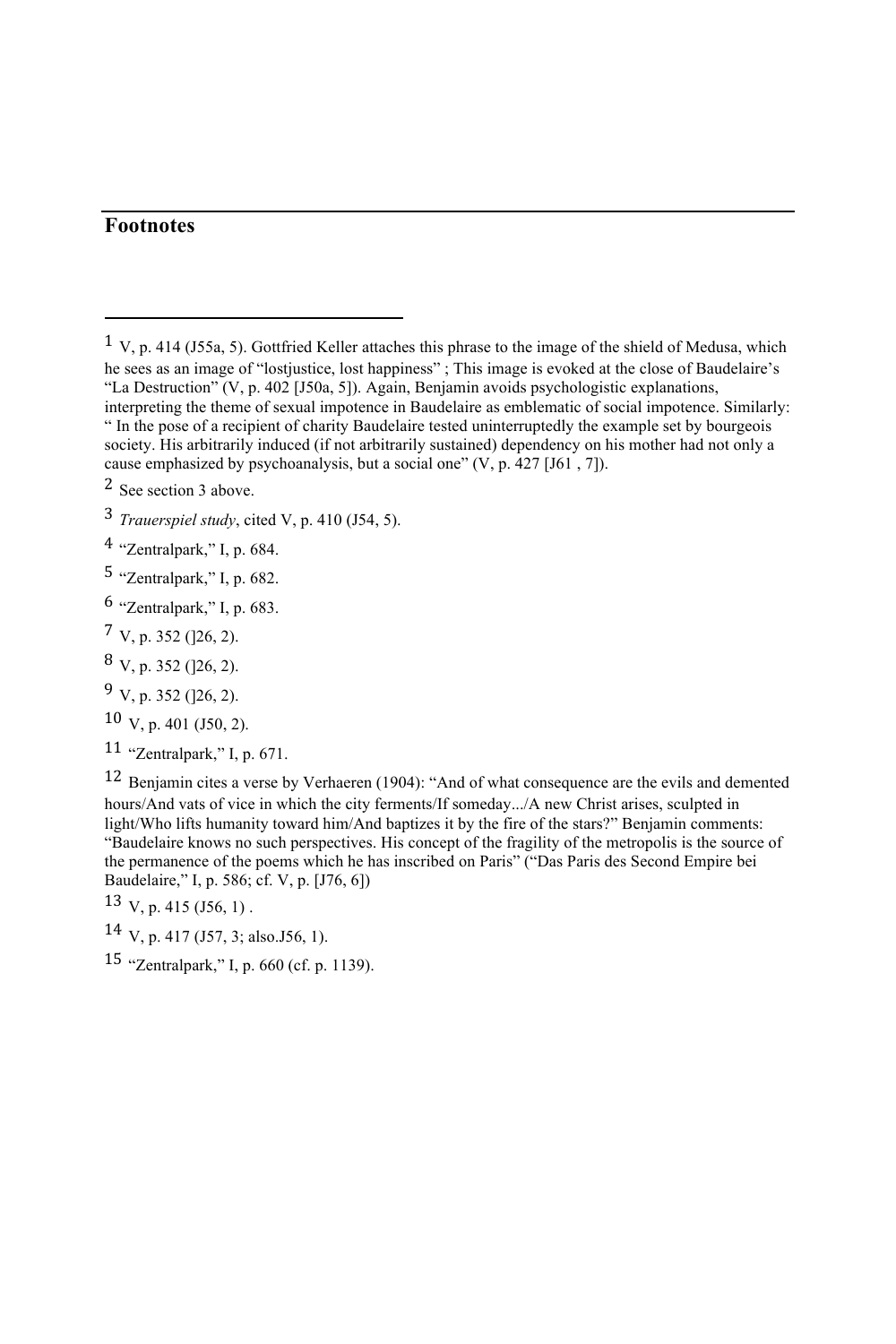## Footnotes

[1] V, p. 414 (J55a, 5). Gottfried Keller attaches this phrase to the image of the shield of Medusa, which he sees as an image of "lostjustice, lost happiness" ; This image is evoked at the close of Baudelaire's "La Destruction" (V, p. 402 [J50a, 5]). Again, Benjamin avoids psychologistic explanations, interpreting the theme of sexual impotence in Baudelaire as emblematic of social impotence. Similarly: " In the pose of a recipient of charity Baudelaire tested uninterruptedly the example set by bourgeois society. His arbitrarily induced (if not arbitrarily sustained) dependency on his mother had not only a cause emphasized by psychoanalysis, but a social one" (V, p. 427 [J61 , 7]).

[2] See section 3 above.

[3] *Trauerspiel study*, cited V, p. 410 (J54, 5).

[4] "Zentralpark," I, p. 684.

[5] "Zentralpark," I, p. 682.

[6] "Zentralpark," I, p. 683.

[7] V, p. 352 (]26, 2).

[8] V, p. 352 (]26, 2).

[9] V, p. 352 (]26, 2).

[10] V, p. 401 (J50, 2).

[11] "Zentralpark," I, p. 671.

[12] Benjamin cites a verse by Verhaeren (1904): "And of what consequence are the evils and demented hours/And vats of vice in which the city ferments/If someday.../A new Christ arises, sculpted in light/Who lifts humanity toward him/And baptizes it by the fire of the stars?" Benjamin comments: "Baudelaire knows no such perspectives. His concept of the fragility of the metropolis is the source of the permanence of the poems which he has inscribed on Paris" ("Das Paris des Second Empire bei Baudelaire," I, p. 586; cf. V, p. [J76, 6])

[13] V, p. 415 (J56, 1) .

[14] V, p. 417 (J57, 3; also.J56, 1).

[15] "Zentralpark," I, p. 660 (cf. p. 1139).